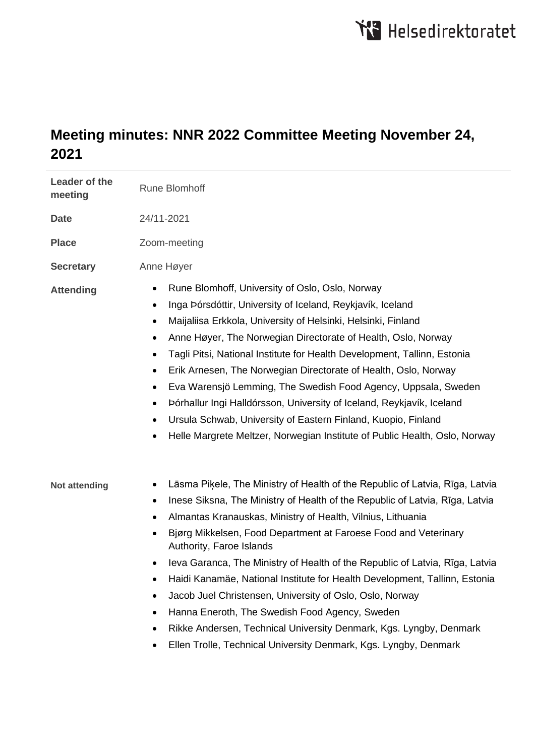# Meeting minutes: NNR 2022 Committee Meeting November 24, 2021

| | |
|---|---|
| **Leader of the meeting** | Rune Blomhoff |
| **Date** | 24/11-2021 |
| **Place** | Zoom-meeting |
| **Secretary** | Anne Høyer |

**Attending**

- Rune Blomhoff, University of Oslo, Oslo, Norway
- Inga Þórsdóttir, University of Iceland, Reykjavík, Iceland
- Maijaliisa Erkkola, University of Helsinki, Helsinki, Finland
- Anne Høyer, The Norwegian Directorate of Health, Oslo, Norway
- Tagli Pitsi, National Institute for Health Development, Tallinn, Estonia
- Erik Arnesen, The Norwegian Directorate of Health, Oslo, Norway
- Eva Warensjö Lemming, The Swedish Food Agency, Uppsala, Sweden
- Þórhallur Ingi Halldórsson, University of Iceland, Reykjavík, Iceland
- Ursula Schwab, University of Eastern Finland, Kuopio, Finland
- Helle Margrete Meltzer, Norwegian Institute of Public Health, Oslo, Norway

**Not attending**

- Lāsma Piķele, The Ministry of Health of the Republic of Latvia, Rīga, Latvia
- Inese Siksna, The Ministry of Health of the Republic of Latvia, Rīga, Latvia
- Almantas Kranauskas, Ministry of Health, Vilnius, Lithuania
- Bjørg Mikkelsen, Food Department at Faroese Food and Veterinary Authority, Faroe Islands
- Ieva Garanca, The Ministry of Health of the Republic of Latvia, Rīga, Latvia
- Haidi Kanamäe, National Institute for Health Development, Tallinn, Estonia
- Jacob Juel Christensen, University of Oslo, Oslo, Norway
- Hanna Eneroth, The Swedish Food Agency, Sweden
- Rikke Andersen, Technical University Denmark, Kgs. Lyngby, Denmark
- Ellen Trolle, Technical University Denmark, Kgs. Lyngby, Denmark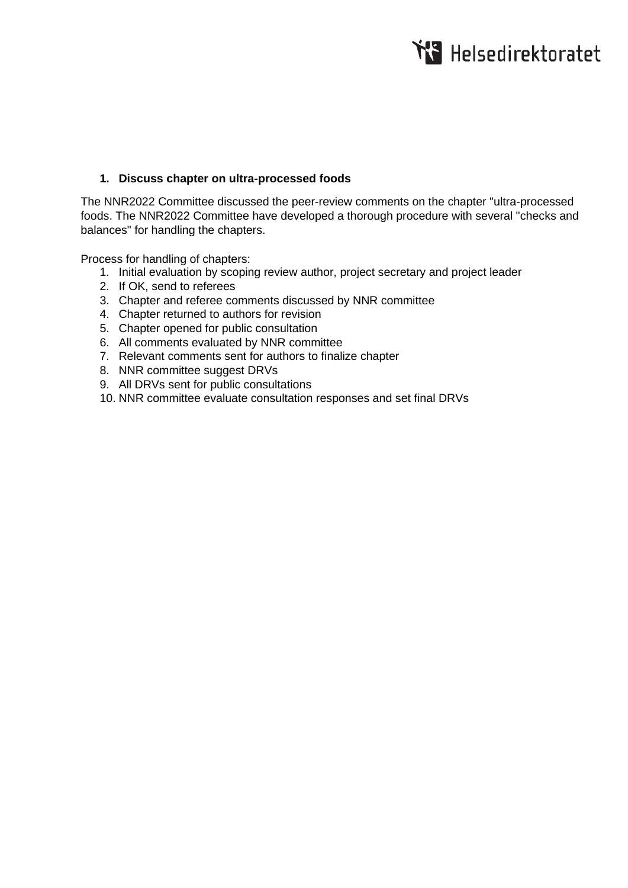1. **Discuss chapter on ultra-processed foods**

The NNR2022 Committee discussed the peer-review comments on the chapter "ultra-processed foods. The NNR2022 Committee have developed a thorough procedure with several "checks and balances" for handling the chapters.

Process for handling of chapters:

1. Initial evaluation by scoping review author, project secretary and project leader
2. If OK, send to referees
3. Chapter and referee comments discussed by NNR committee
4. Chapter returned to authors for revision
5. Chapter opened for public consultation
6. All comments evaluated by NNR committee
7. Relevant comments sent for authors to finalize chapter
8. NNR committee suggest DRVs
9. All DRVs sent for public consultations
10. NNR committee evaluate consultation responses and set final DRVs